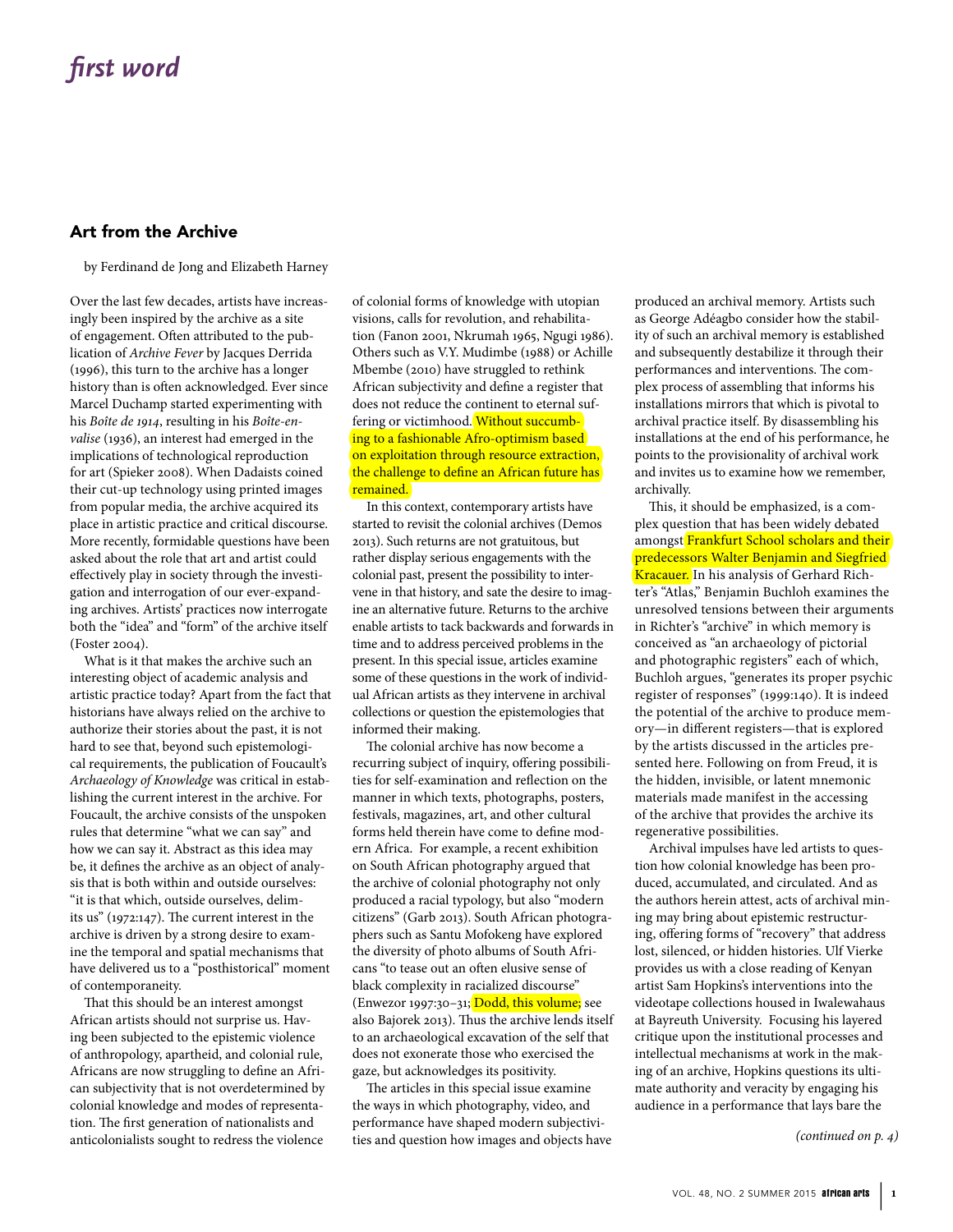# first word

## Art from the Archive

by Ferdinand de Jong and Elizabeth Harney

Over the last few decades, artists have increasingly been inspired by the archive as a site of engagement. Often attributed to the publication of *Archive Fever* by Jacques Derrida (1996), this turn to the archive has a longer history than is often acknowledged. Ever since Marcel Duchamp started experimenting with his *Boîte de 1914*, resulting in his *Boîte-en-valise* (1936), an interest had emerged in the implications of technological reproduction for art (Spieker 2008). When Dadaists coined their cut-up technology using printed images from popular media, the archive acquired its place in artistic practice and critical discourse. More recently, formidable questions have been asked about the role that art and artist could effectively play in society through the investigation and interrogation of our ever-expanding archives. Artists' practices now interrogate both the "idea" and "form" of the archive itself (Foster 2004).

What is it that makes the archive such an interesting object of academic analysis and artistic practice today? Apart from the fact that historians have always relied on the archive to authorize their stories about the past, it is not hard to see that, beyond such epistemological requirements, the publication of Foucault's *Archaeology of Knowledge* was critical in establishing the current interest in the archive. For Foucault, the archive consists of the unspoken rules that determine "what we can say" and how we can say it. Abstract as this idea may be, it defines the archive as an object of analysis that is both within and outside ourselves: "it is that which, outside ourselves, delimits us" (1972:147). The current interest in the archive is driven by a strong desire to examine the temporal and spatial mechanisms that have delivered us to a "posthistorical" moment of contemporaneity.

That this should be an interest amongst African artists should not surprise us. Having been subjected to the epistemic violence of anthropology, apartheid, and colonial rule, Africans are now struggling to define an African subjectivity that is not overdetermined by colonial knowledge and modes of representation. The first generation of nationalists and anticolonialists sought to redress the violence of colonial forms of knowledge with utopian visions, calls for revolution, and rehabilitation (Fanon 2001, Nkrumah 1965, Ngugi 1986). Others such as V.Y. Mudimbe (1988) or Achille Mbembe (2010) have struggled to rethink African subjectivity and define a register that does not reduce the continent to eternal suffering or victimhood. Without succumbing to a fashionable Afro-optimism based on exploitation through resource extraction, the challenge to define an African future has remained.

In this context, contemporary artists have started to revisit the colonial archives (Demos 2013). Such returns are not gratuitous, but rather display serious engagements with the colonial past, present the possibility to intervene in that history, and sate the desire to imagine an alternative future. Returns to the archive enable artists to tack backwards and forwards in time and to address perceived problems in the present. In this special issue, articles examine some of these questions in the work of individual African artists as they intervene in archival collections or question the epistemologies that informed their making.

The colonial archive has now become a recurring subject of inquiry, offering possibilities for self-examination and reflection on the manner in which texts, photographs, posters, festivals, magazines, art, and other cultural forms held therein have come to define modern Africa. For example, a recent exhibition on South African photography argued that the archive of colonial photography not only produced a racial typology, but also "modern citizens" (Garb 2013). South African photographers such as Santu Mofokeng have explored the diversity of photo albums of South Africans "to tease out an often elusive sense of black complexity in racialized discourse" (Enwezor 1997:30–31; Dodd, this volume; see also Bajorek 2013). Thus the archive lends itself to an archaeological excavation of the self that does not exonerate those who exercised the gaze, but acknowledges its positivity.

The articles in this special issue examine the ways in which photography, video, and performance have shaped modern subjectivities and question how images and objects have produced an archival memory. Artists such as George Adéagbo consider how the stability of such an archival memory is established and subsequently destabilize it through their performances and interventions. The complex process of assembling that informs his installations mirrors that which is pivotal to archival practice itself. By disassembling his installations at the end of his performance, he points to the provisionality of archival work and invites us to examine how we remember, archivally.

This, it should be emphasized, is a complex question that has been widely debated amongst Frankfurt School scholars and their predecessors Walter Benjamin and Siegfried Kracauer. In his analysis of Gerhard Richter's "Atlas," Benjamin Buchloh examines the unresolved tensions between their arguments in Richter's "archive" in which memory is conceived as "an archaeology of pictorial and photographic registers" each of which, Buchloh argues, "generates its proper psychic register of responses" (1999:140). It is indeed the potential of the archive to produce memory—in different registers—that is explored by the artists discussed in the articles presented here. Following on from Freud, it is the hidden, invisible, or latent mnemonic materials made manifest in the accessing of the archive that provides the archive its regenerative possibilities.

Archival impulses have led artists to question how colonial knowledge has been produced, accumulated, and circulated. And as the authors herein attest, acts of archival mining may bring about epistemic restructuring, offering forms of "recovery" that address lost, silenced, or hidden histories. Ulf Vierke provides us with a close reading of Kenyan artist Sam Hopkins's interventions into the videotape collections housed in Iwalewahaus at Bayreuth University. Focusing his layered critique upon the institutional processes and intellectual mechanisms at work in the making of an archive, Hopkins questions its ultimate authority and veracity by engaging his audience in a performance that lays bare the

*(continued on p. 4)*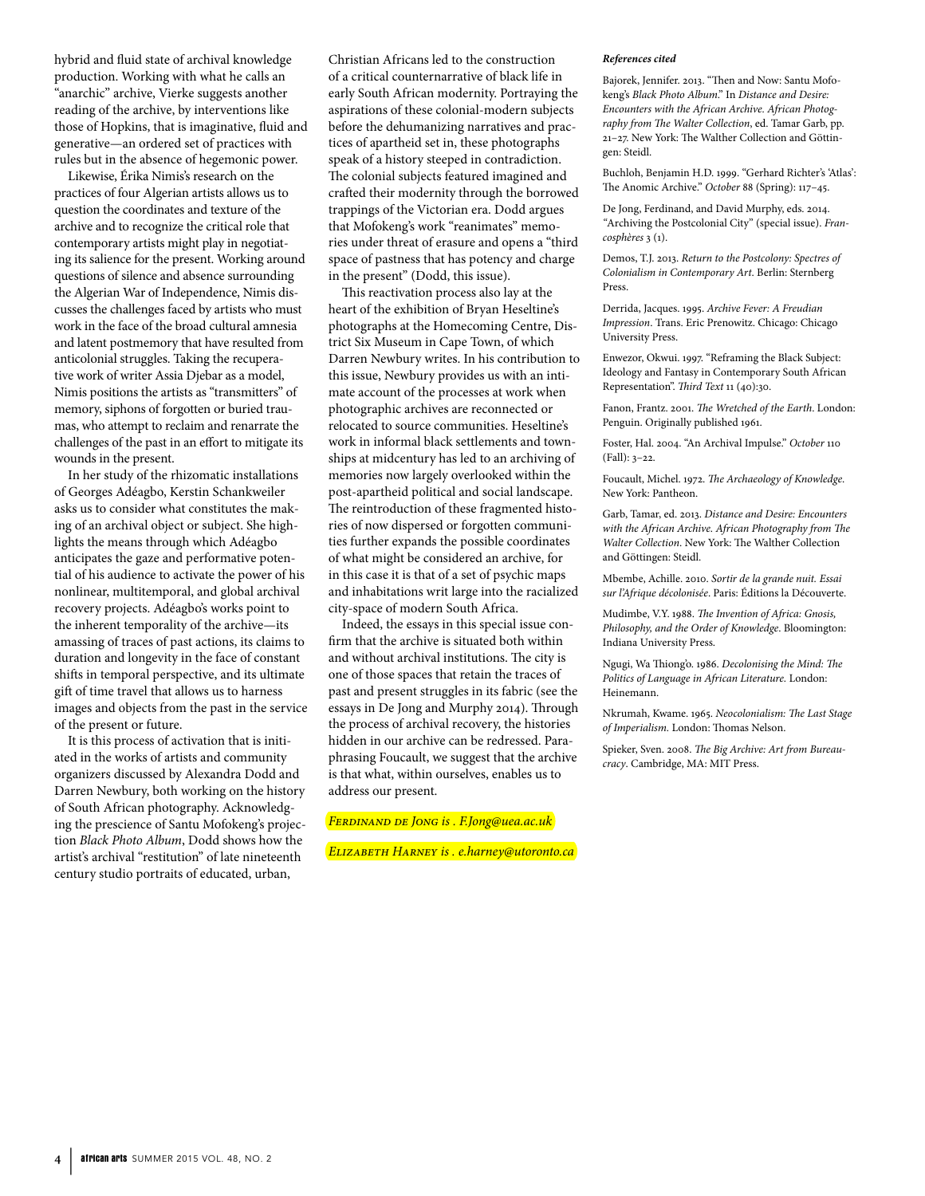hybrid and fluid state of archival knowledge production. Working with what he calls an "anarchic" archive, Vierke suggests another reading of the archive, by interventions like those of Hopkins, that is imaginative, fluid and generative—an ordered set of practices with rules but in the absence of hegemonic power.

Likewise, Érika Nimis's research on the practices of four Algerian artists allows us to question the coordinates and texture of the archive and to recognize the critical role that contemporary artists might play in negotiating its salience for the present. Working around questions of silence and absence surrounding the Algerian War of Independence, Nimis discusses the challenges faced by artists who must work in the face of the broad cultural amnesia and latent postmemory that have resulted from anticolonial struggles. Taking the recuperative work of writer Assia Djebar as a model, Nimis positions the artists as "transmitters" of memory, siphons of forgotten or buried traumas, who attempt to reclaim and renarrate the challenges of the past in an effort to mitigate its wounds in the present.

In her study of the rhizomatic installations of Georges Adéagbo, Kerstin Schankweiler asks us to consider what constitutes the making of an archival object or subject. She highlights the means through which Adéagbo anticipates the gaze and performative potential of his audience to activate the power of his nonlinear, multitemporal, and global archival recovery projects. Adéagbo's works point to the inherent temporality of the archive—its amassing of traces of past actions, its claims to duration and longevity in the face of constant shifts in temporal perspective, and its ultimate gift of time travel that allows us to harness images and objects from the past in the service of the present or future.

It is this process of activation that is initiated in the works of artists and community organizers discussed by Alexandra Dodd and Darren Newbury, both working on the history of South African photography. Acknowledging the prescience of Santu Mofokeng's projection *Black Photo Album*, Dodd shows how the artist's archival "restitution" of late nineteenth century studio portraits of educated, urban, Christian Africans led to the construction of a critical counternarrative of black life in early South African modernity. Portraying the aspirations of these colonial-modern subjects before the dehumanizing narratives and practices of apartheid set in, these photographs speak of a history steeped in contradiction. The colonial subjects featured imagined and crafted their modernity through the borrowed trappings of the Victorian era. Dodd argues that Mofokeng's work "reanimates" memories under threat of erasure and opens a "third space of pastness that has potency and charge in the present" (Dodd, this issue).

This reactivation process also lay at the heart of the exhibition of Bryan Heseltine's photographs at the Homecoming Centre, District Six Museum in Cape Town, of which Darren Newbury writes. In his contribution to this issue, Newbury provides us with an intimate account of the processes at work when photographic archives are reconnected or relocated to source communities. Heseltine's work in informal black settlements and townships at midcentury has led to an archiving of memories now largely overlooked within the post-apartheid political and social landscape. The reintroduction of these fragmented histories of now dispersed or forgotten communities further expands the possible coordinates of what might be considered an archive, for in this case it is that of a set of psychic maps and inhabitations writ large into the racialized city-space of modern South Africa.

Indeed, the essays in this special issue confirm that the archive is situated both within and without archival institutions. The city is one of those spaces that retain the traces of past and present struggles in its fabric (see the essays in De Jong and Murphy 2014). Through the process of archival recovery, the histories hidden in our archive can be redressed. Paraphrasing Foucault, we suggest that the archive is that what, within ourselves, enables us to address our present.

*Ferdinand de Jong is . F.Jong@uea.ac.uk*

*Elizabeth Harney is . e.harney@utoronto.ca*

***References cited***

Bajorek, Jennifer. 2013. "Then and Now: Santu Mofokeng's *Black Photo Album*." In *Distance and Desire: Encounters with the African Archive. African Photography from The Walter Collection*, ed. Tamar Garb, pp. 21–27. New York: The Walther Collection and Göttingen: Steidl.

Buchloh, Benjamin H.D. 1999. "Gerhard Richter's 'Atlas': The Anomic Archive." *October* 88 (Spring): 117–45.

De Jong, Ferdinand, and David Murphy, eds. 2014. "Archiving the Postcolonial City" (special issue). *Francosphères* 3 (1).

Demos, T.J. 2013. *Return to the Postcolony: Spectres of Colonialism in Contemporary Art*. Berlin: Sternberg Press.

Derrida, Jacques. 1995. *Archive Fever: A Freudian Impression*. Trans. Eric Prenowitz. Chicago: Chicago University Press.

Enwezor, Okwui. 1997. "Reframing the Black Subject: Ideology and Fantasy in Contemporary South African Representation". *Third Text* 11 (40):30.

Fanon, Frantz. 2001. *The Wretched of the Earth*. London: Penguin. Originally published 1961.

Foster, Hal. 2004. "An Archival Impulse." *October* 110 (Fall): 3–22.

Foucault, Michel. 1972. *The Archaeology of Knowledge*. New York: Pantheon.

Garb, Tamar, ed. 2013. *Distance and Desire: Encounters with the African Archive. African Photography from The Walter Collection*. New York: The Walther Collection and Göttingen: Steidl.

Mbembe, Achille. 2010. *Sortir de la grande nuit. Essai sur l'Afrique décolonisée*. Paris: Éditions la Découverte.

Mudimbe, V.Y. 1988. *The Invention of Africa: Gnosis, Philosophy, and the Order of Knowledge*. Bloomington: Indiana University Press.

Ngugi, Wa Thiong'o. 1986. *Decolonising the Mind: The Politics of Language in African Literature.* London: Heinemann.

Nkrumah, Kwame. 1965. *Neocolonialism: The Last Stage of Imperialism.* London: Thomas Nelson.

Spieker, Sven. 2008. *The Big Archive: Art from Bureaucracy*. Cambridge, MA: MIT Press.